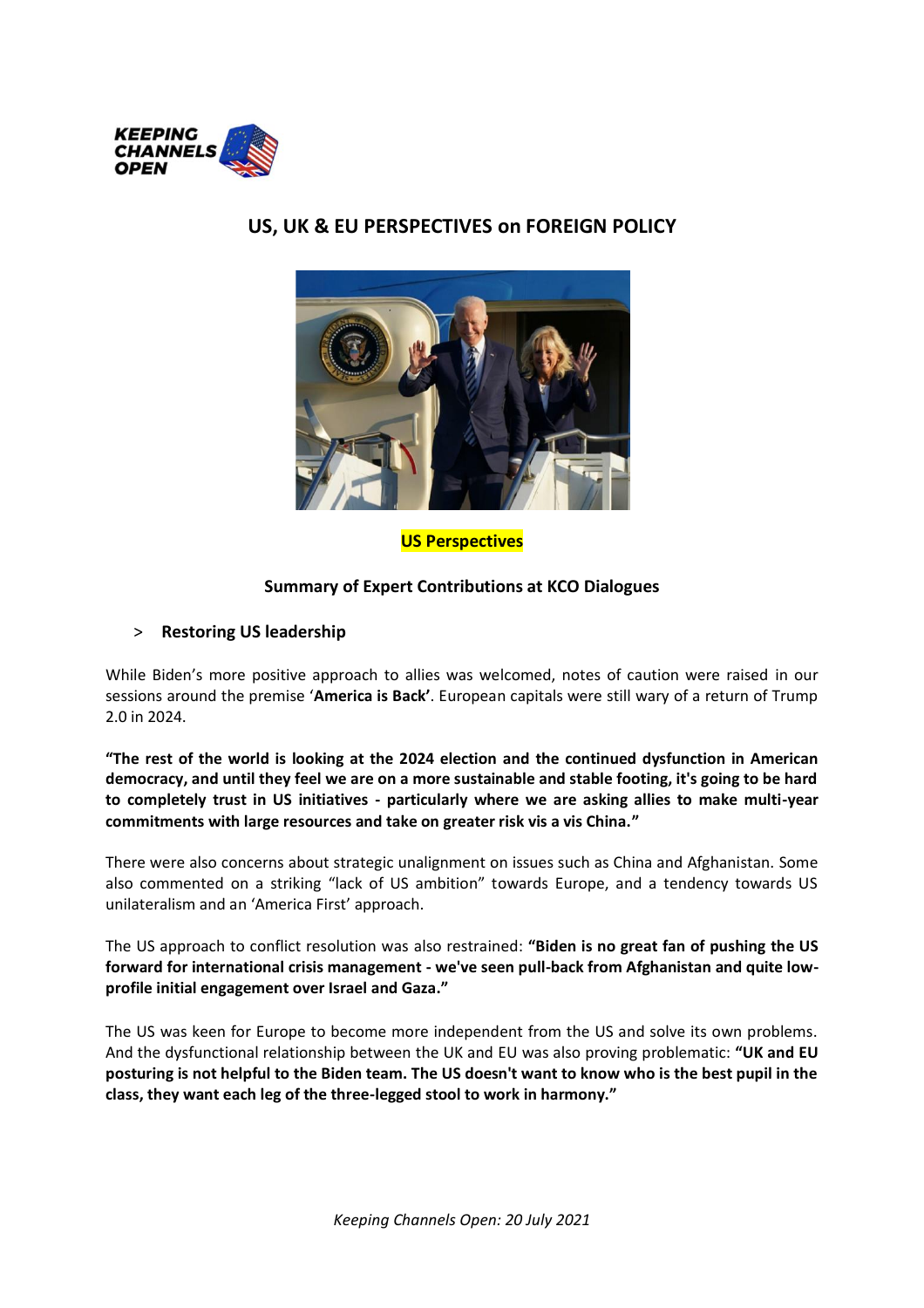# US, UK & EU PERSPECTIVES on FOREIGN POLICY

## US Perspectives

### Summary of Expert Contributions at KCO Dialogues

> **Restoring US leadership**

While Biden's more positive approach to allies was welcomed, notes of caution were raised in our sessions around the premise '**America is Back**'. European capitals were still wary of a return of Trump 2.0 in 2024.

**"The rest of the world is looking at the 2024 election and the continued dysfunction in American democracy, and until they feel we are on a more sustainable and stable footing, it's going to be hard to completely trust in US initiatives - particularly where we are asking allies to make multi-year commitments with large resources and take on greater risk vis a vis China."**

There were also concerns about strategic unalignment on issues such as China and Afghanistan. Some also commented on a striking "lack of US ambition" towards Europe, and a tendency towards US unilateralism and an 'America First' approach.

The US approach to conflict resolution was also restrained: **"Biden is no great fan of pushing the US forward for international crisis management - we've seen pull-back from Afghanistan and quite low-profile initial engagement over Israel and Gaza."**

The US was keen for Europe to become more independent from the US and solve its own problems. And the dysfunctional relationship between the UK and EU was also proving problematic: **"UK and EU posturing is not helpful to the Biden team. The US doesn't want to know who is the best pupil in the class, they want each leg of the three-legged stool to work in harmony."**

*Keeping Channels Open: 20 July 2021*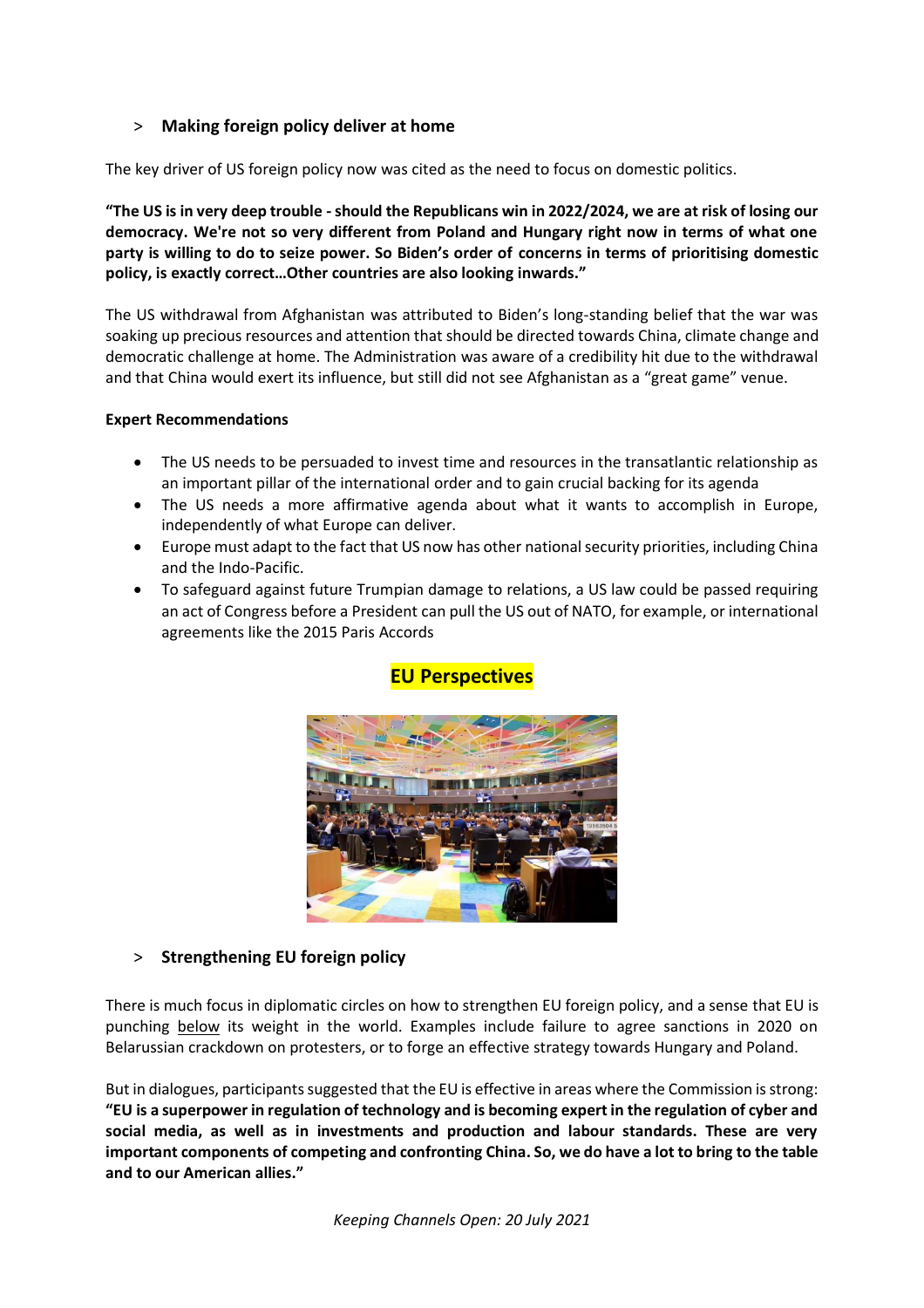> **Making foreign policy deliver at home**

The key driver of US foreign policy now was cited as the need to focus on domestic politics.

**"The US is in very deep trouble - should the Republicans win in 2022/2024, we are at risk of losing our democracy. We're not so very different from Poland and Hungary right now in terms of what one party is willing to do to seize power. So Biden's order of concerns in terms of prioritising domestic policy, is exactly correct…Other countries are also looking inwards."**

The US withdrawal from Afghanistan was attributed to Biden's long-standing belief that the war was soaking up precious resources and attention that should be directed towards China, climate change and democratic challenge at home. The Administration was aware of a credibility hit due to the withdrawal and that China would exert its influence, but still did not see Afghanistan as a "great game" venue.

**Expert Recommendations**

- The US needs to be persuaded to invest time and resources in the transatlantic relationship as an important pillar of the international order and to gain crucial backing for its agenda
- The US needs a more affirmative agenda about what it wants to accomplish in Europe, independently of what Europe can deliver.
- Europe must adapt to the fact that US now has other national security priorities, including China and the Indo-Pacific.
- To safeguard against future Trumpian damage to relations, a US law could be passed requiring an act of Congress before a President can pull the US out of NATO, for example, or international agreements like the 2015 Paris Accords

## EU Perspectives

> **Strengthening EU foreign policy**

There is much focus in diplomatic circles on how to strengthen EU foreign policy, and a sense that EU is punching below its weight in the world. Examples include failure to agree sanctions in 2020 on Belarussian crackdown on protesters, or to forge an effective strategy towards Hungary and Poland.

But in dialogues, participants suggested that the EU is effective in areas where the Commission is strong: **"EU is a superpower in regulation of technology and is becoming expert in the regulation of cyber and social media, as well as in investments and production and labour standards. These are very important components of competing and confronting China. So, we do have a lot to bring to the table and to our American allies."**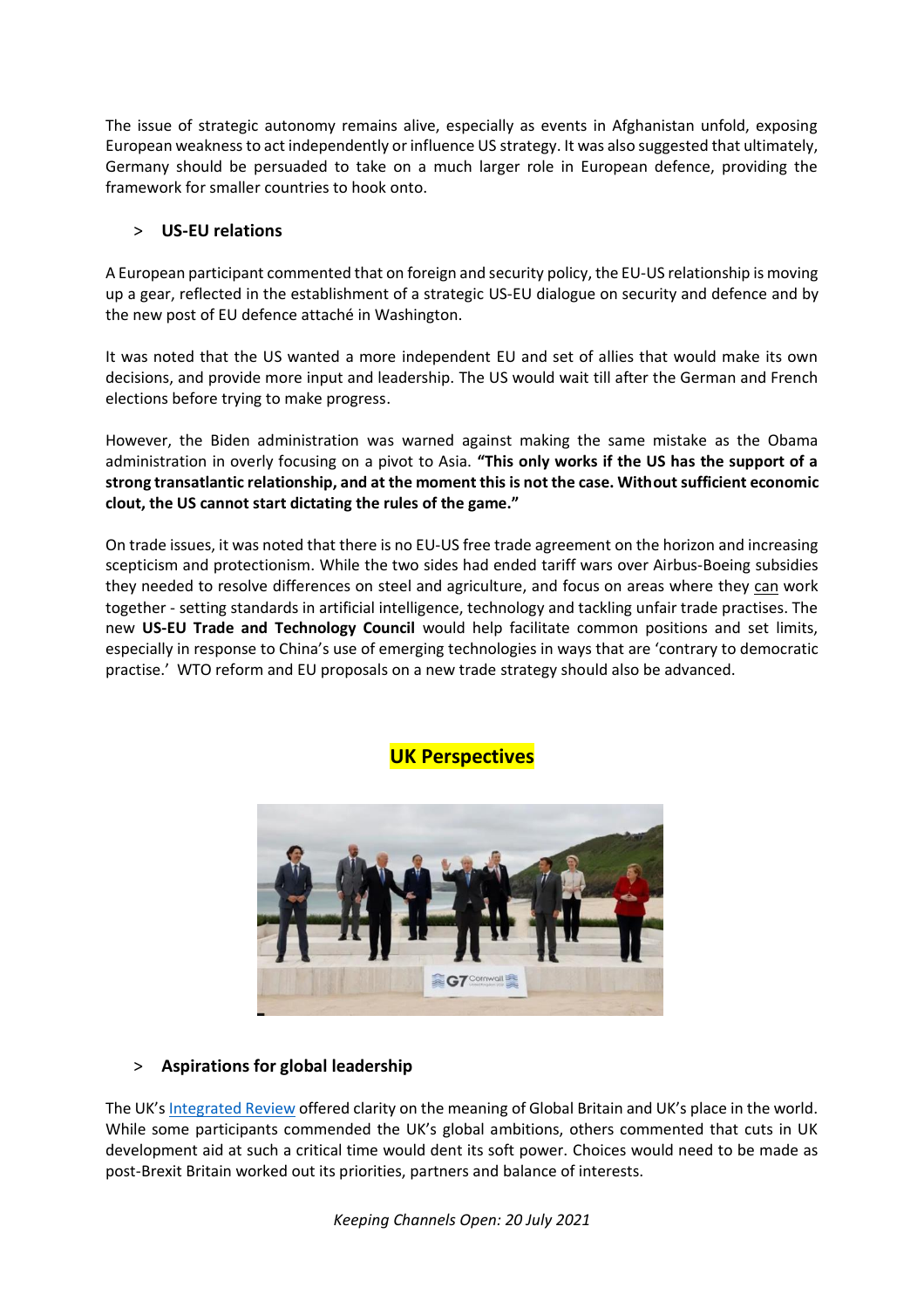The issue of strategic autonomy remains alive, especially as events in Afghanistan unfold, exposing European weakness to act independently or influence US strategy. It was also suggested that ultimately, Germany should be persuaded to take on a much larger role in European defence, providing the framework for smaller countries to hook onto.

### > US-EU relations

A European participant commented that on foreign and security policy, the EU-US relationship is moving up a gear, reflected in the establishment of a strategic US-EU dialogue on security and defence and by the new post of EU defence attaché in Washington.

It was noted that the US wanted a more independent EU and set of allies that would make its own decisions, and provide more input and leadership. The US would wait till after the German and French elections before trying to make progress.

However, the Biden administration was warned against making the same mistake as the Obama administration in overly focusing on a pivot to Asia. **"This only works if the US has the support of a strong transatlantic relationship, and at the moment this is not the case. Without sufficient economic clout, the US cannot start dictating the rules of the game."**

On trade issues, it was noted that there is no EU-US free trade agreement on the horizon and increasing scepticism and protectionism. While the two sides had ended tariff wars over Airbus-Boeing subsidies they needed to resolve differences on steel and agriculture, and focus on areas where they can work together - setting standards in artificial intelligence, technology and tackling unfair trade practises. The new **US-EU Trade and Technology Council** would help facilitate common positions and set limits, especially in response to China's use of emerging technologies in ways that are 'contrary to democratic practise.' WTO reform and EU proposals on a new trade strategy should also be advanced.

## UK Perspectives

### > Aspirations for global leadership

The UK's Integrated Review offered clarity on the meaning of Global Britain and UK's place in the world. While some participants commended the UK's global ambitions, others commented that cuts in UK development aid at such a critical time would dent its soft power. Choices would need to be made as post-Brexit Britain worked out its priorities, partners and balance of interests.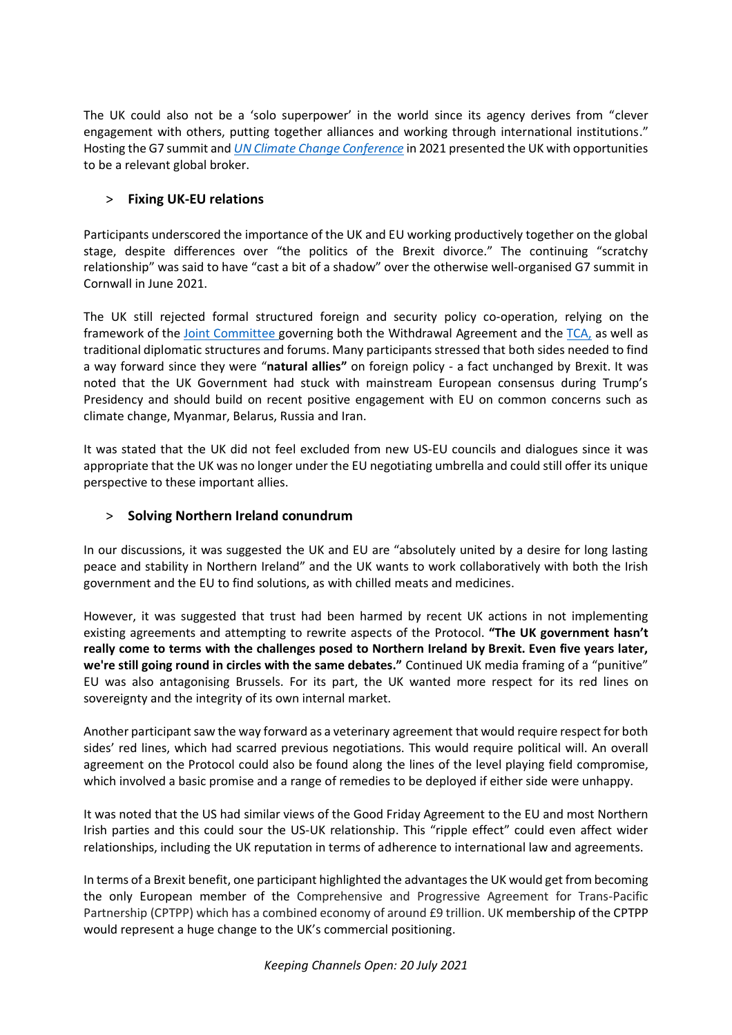The UK could also not be a 'solo superpower' in the world since its agency derives from "clever engagement with others, putting together alliances and working through international institutions." Hosting the G7 summit and *UN Climate Change Conference* in 2021 presented the UK with opportunities to be a relevant global broker.

### > Fixing UK-EU relations

Participants underscored the importance of the UK and EU working productively together on the global stage, despite differences over "the politics of the Brexit divorce." The continuing "scratchy relationship" was said to have "cast a bit of a shadow" over the otherwise well-organised G7 summit in Cornwall in June 2021.

The UK still rejected formal structured foreign and security policy co-operation, relying on the framework of the Joint Committee governing both the Withdrawal Agreement and the TCA, as well as traditional diplomatic structures and forums. Many participants stressed that both sides needed to find a way forward since they were "**natural allies"** on foreign policy - a fact unchanged by Brexit. It was noted that the UK Government had stuck with mainstream European consensus during Trump's Presidency and should build on recent positive engagement with EU on common concerns such as climate change, Myanmar, Belarus, Russia and Iran.

It was stated that the UK did not feel excluded from new US-EU councils and dialogues since it was appropriate that the UK was no longer under the EU negotiating umbrella and could still offer its unique perspective to these important allies.

### > Solving Northern Ireland conundrum

In our discussions, it was suggested the UK and EU are "absolutely united by a desire for long lasting peace and stability in Northern Ireland" and the UK wants to work collaboratively with both the Irish government and the EU to find solutions, as with chilled meats and medicines.

However, it was suggested that trust had been harmed by recent UK actions in not implementing existing agreements and attempting to rewrite aspects of the Protocol. **"The UK government hasn't really come to terms with the challenges posed to Northern Ireland by Brexit. Even five years later, we're still going round in circles with the same debates."** Continued UK media framing of a "punitive" EU was also antagonising Brussels. For its part, the UK wanted more respect for its red lines on sovereignty and the integrity of its own internal market.

Another participant saw the way forward as a veterinary agreement that would require respect for both sides' red lines, which had scarred previous negotiations. This would require political will. An overall agreement on the Protocol could also be found along the lines of the level playing field compromise, which involved a basic promise and a range of remedies to be deployed if either side were unhappy.

It was noted that the US had similar views of the Good Friday Agreement to the EU and most Northern Irish parties and this could sour the US-UK relationship. This "ripple effect" could even affect wider relationships, including the UK reputation in terms of adherence to international law and agreements.

In terms of a Brexit benefit, one participant highlighted the advantages the UK would get from becoming the only European member of the Comprehensive and Progressive Agreement for Trans-Pacific Partnership (CPTPP) which has a combined economy of around £9 trillion. UK membership of the CPTPP would represent a huge change to the UK's commercial positioning.

*Keeping Channels Open: 20 July 2021*